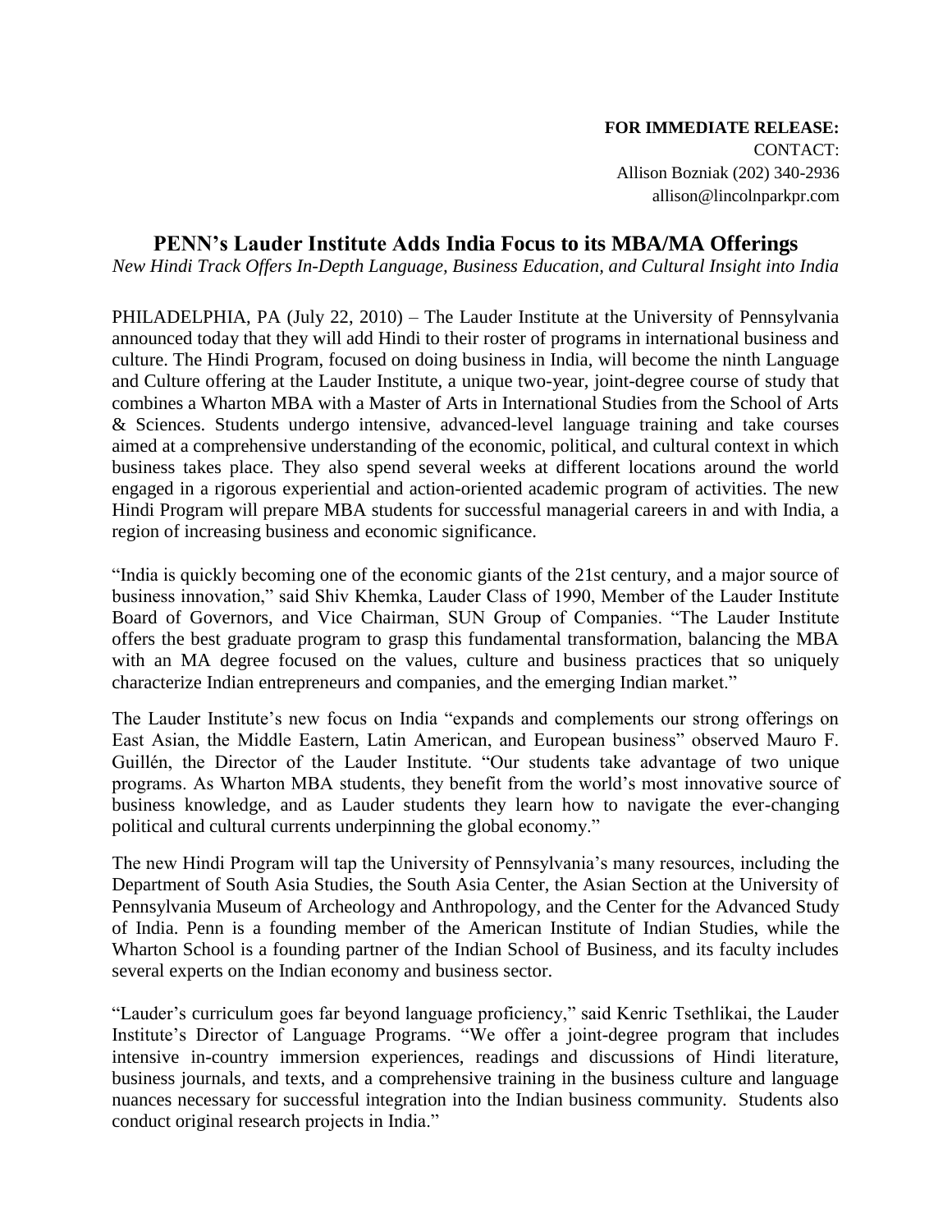**FOR IMMEDIATE RELEASE:**
CONTACT:
Allison Bozniak (202) 340-2936
allison@lincolnparkpr.com

# PENN's Lauder Institute Adds India Focus to its MBA/MA Offerings

*New Hindi Track Offers In-Depth Language, Business Education, and Cultural Insight into India*

PHILADELPHIA, PA (July 22, 2010) – The Lauder Institute at the University of Pennsylvania announced today that they will add Hindi to their roster of programs in international business and culture. The Hindi Program, focused on doing business in India, will become the ninth Language and Culture offering at the Lauder Institute, a unique two-year, joint-degree course of study that combines a Wharton MBA with a Master of Arts in International Studies from the School of Arts & Sciences. Students undergo intensive, advanced-level language training and take courses aimed at a comprehensive understanding of the economic, political, and cultural context in which business takes place. They also spend several weeks at different locations around the world engaged in a rigorous experiential and action-oriented academic program of activities. The new Hindi Program will prepare MBA students for successful managerial careers in and with India, a region of increasing business and economic significance.

"India is quickly becoming one of the economic giants of the 21st century, and a major source of business innovation," said Shiv Khemka, Lauder Class of 1990, Member of the Lauder Institute Board of Governors, and Vice Chairman, SUN Group of Companies. "The Lauder Institute offers the best graduate program to grasp this fundamental transformation, balancing the MBA with an MA degree focused on the values, culture and business practices that so uniquely characterize Indian entrepreneurs and companies, and the emerging Indian market."

The Lauder Institute's new focus on India "expands and complements our strong offerings on East Asian, the Middle Eastern, Latin American, and European business" observed Mauro F. Guillén, the Director of the Lauder Institute. "Our students take advantage of two unique programs. As Wharton MBA students, they benefit from the world's most innovative source of business knowledge, and as Lauder students they learn how to navigate the ever-changing political and cultural currents underpinning the global economy."

The new Hindi Program will tap the University of Pennsylvania's many resources, including the Department of South Asia Studies, the South Asia Center, the Asian Section at the University of Pennsylvania Museum of Archeology and Anthropology, and the Center for the Advanced Study of India. Penn is a founding member of the American Institute of Indian Studies, while the Wharton School is a founding partner of the Indian School of Business, and its faculty includes several experts on the Indian economy and business sector.

"Lauder's curriculum goes far beyond language proficiency," said Kenric Tsethlikai, the Lauder Institute's Director of Language Programs. "We offer a joint-degree program that includes intensive in-country immersion experiences, readings and discussions of Hindi literature, business journals, and texts, and a comprehensive training in the business culture and language nuances necessary for successful integration into the Indian business community. Students also conduct original research projects in India."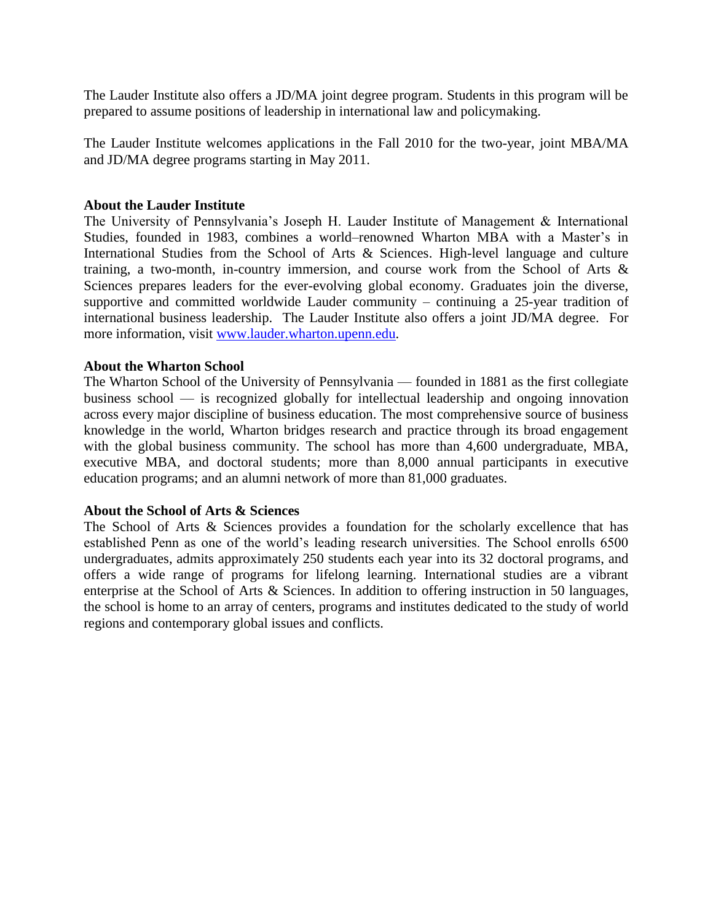The Lauder Institute also offers a JD/MA joint degree program. Students in this program will be prepared to assume positions of leadership in international law and policymaking.

The Lauder Institute welcomes applications in the Fall 2010 for the two-year, joint MBA/MA and JD/MA degree programs starting in May 2011.

**About the Lauder Institute**
The University of Pennsylvania's Joseph H. Lauder Institute of Management & International Studies, founded in 1983, combines a world–renowned Wharton MBA with a Master's in International Studies from the School of Arts & Sciences. High-level language and culture training, a two-month, in-country immersion, and course work from the School of Arts & Sciences prepares leaders for the ever-evolving global economy. Graduates join the diverse, supportive and committed worldwide Lauder community – continuing a 25-year tradition of international business leadership. The Lauder Institute also offers a joint JD/MA degree. For more information, visit [www.lauder.wharton.upenn.edu](http://www.lauder.wharton.upenn.edu).

**About the Wharton School**
The Wharton School of the University of Pennsylvania — founded in 1881 as the first collegiate business school — is recognized globally for intellectual leadership and ongoing innovation across every major discipline of business education. The most comprehensive source of business knowledge in the world, Wharton bridges research and practice through its broad engagement with the global business community. The school has more than 4,600 undergraduate, MBA, executive MBA, and doctoral students; more than 8,000 annual participants in executive education programs; and an alumni network of more than 81,000 graduates.

**About the School of Arts & Sciences**
The School of Arts & Sciences provides a foundation for the scholarly excellence that has established Penn as one of the world's leading research universities. The School enrolls 6500 undergraduates, admits approximately 250 students each year into its 32 doctoral programs, and offers a wide range of programs for lifelong learning. International studies are a vibrant enterprise at the School of Arts & Sciences. In addition to offering instruction in 50 languages, the school is home to an array of centers, programs and institutes dedicated to the study of world regions and contemporary global issues and conflicts.